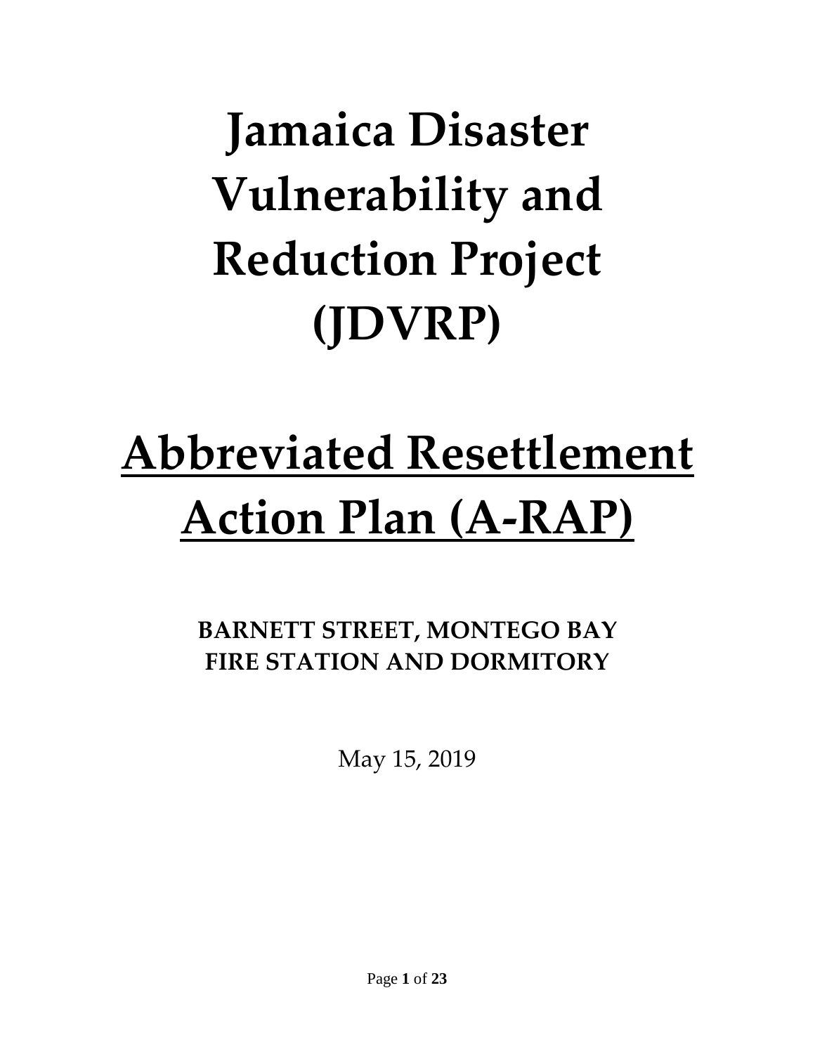# Jamaica Disaster Vulnerability and Reduction Project (JDVRP)

# Abbreviated Resettlement Action Plan (A-RAP)

**BARNETT STREET, MONTEGO BAY FIRE STATION AND DORMITORY**

May 15, 2019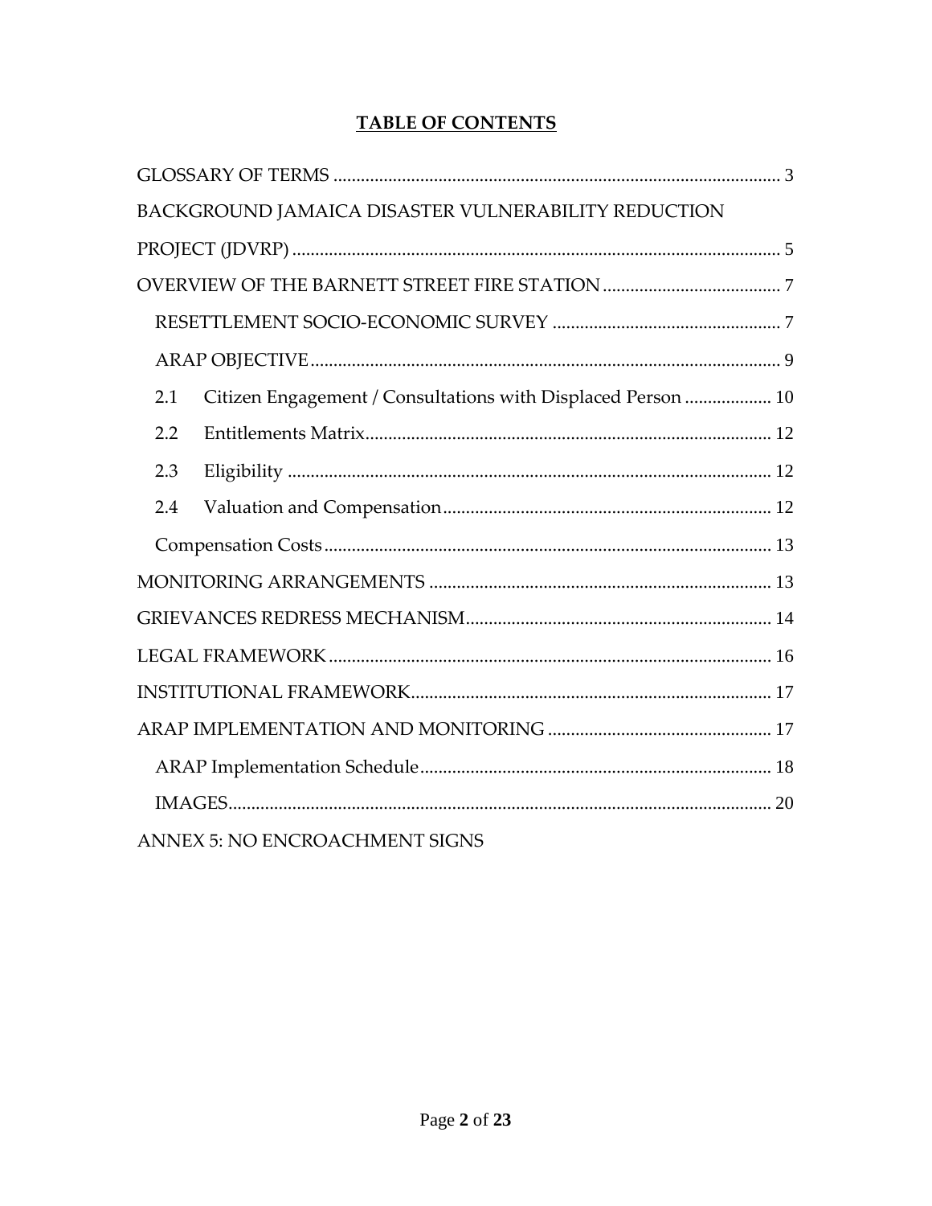# TABLE OF CONTENTS

GLOSSARY OF TERMS ........................................................................................ 3

BACKGROUND JAMAICA DISASTER VULNERABILITY REDUCTION PROJECT (JDVRP) ........................................................................................ 5

OVERVIEW OF THE BARNETT STREET FIRE STATION ........................................ 7

- RESETTLEMENT SOCIO-ECONOMIC SURVEY ................................................ 7
- ARAP OBJECTIVE ........................................................................................ 9
  - 2.1 Citizen Engagement / Consultations with Displaced Person ................... 10
  - 2.2 Entitlements Matrix ................................................................................ 12
  - 2.3 Eligibility ................................................................................................ 12
  - 2.4 Valuation and Compensation ................................................................. 12
- Compensation Costs ........................................................................................ 13

MONITORING ARRANGEMENTS ........................................................................ 13

GRIEVANCES REDRESS MECHANISM ................................................................ 14

LEGAL FRAMEWORK ........................................................................................ 16

INSTITUTIONAL FRAMEWORK ........................................................................ 17

ARAP IMPLEMENTATION AND MONITORING ................................................ 17

- ARAP Implementation Schedule ...................................................................... 18
- IMAGES ........................................................................................................ 20

ANNEX 5: NO ENCROACHMENT SIGNS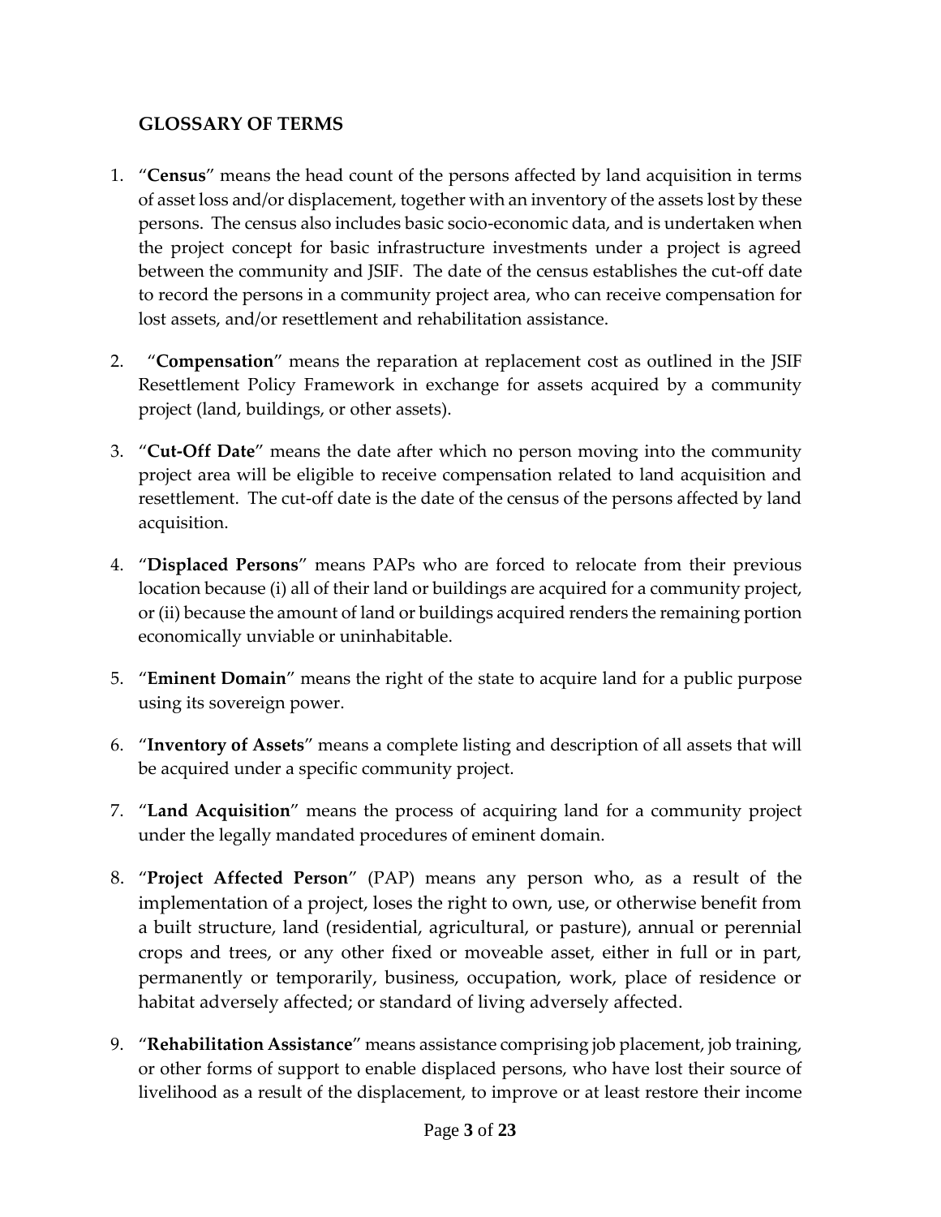## GLOSSARY OF TERMS

1. "**Census**" means the head count of the persons affected by land acquisition in terms of asset loss and/or displacement, together with an inventory of the assets lost by these persons. The census also includes basic socio-economic data, and is undertaken when the project concept for basic infrastructure investments under a project is agreed between the community and JSIF. The date of the census establishes the cut-off date to record the persons in a community project area, who can receive compensation for lost assets, and/or resettlement and rehabilitation assistance.

2. "**Compensation**" means the reparation at replacement cost as outlined in the JSIF Resettlement Policy Framework in exchange for assets acquired by a community project (land, buildings, or other assets).

3. "**Cut-Off Date**" means the date after which no person moving into the community project area will be eligible to receive compensation related to land acquisition and resettlement. The cut-off date is the date of the census of the persons affected by land acquisition.

4. "**Displaced Persons**" means PAPs who are forced to relocate from their previous location because (i) all of their land or buildings are acquired for a community project, or (ii) because the amount of land or buildings acquired renders the remaining portion economically unviable or uninhabitable.

5. "**Eminent Domain**" means the right of the state to acquire land for a public purpose using its sovereign power.

6. "**Inventory of Assets**" means a complete listing and description of all assets that will be acquired under a specific community project.

7. "**Land Acquisition**" means the process of acquiring land for a community project under the legally mandated procedures of eminent domain.

8. "**Project Affected Person**" (PAP) means any person who, as a result of the implementation of a project, loses the right to own, use, or otherwise benefit from a built structure, land (residential, agricultural, or pasture), annual or perennial crops and trees, or any other fixed or moveable asset, either in full or in part, permanently or temporarily, business, occupation, work, place of residence or habitat adversely affected; or standard of living adversely affected.

9. "**Rehabilitation Assistance**" means assistance comprising job placement, job training, or other forms of support to enable displaced persons, who have lost their source of livelihood as a result of the displacement, to improve or at least restore their income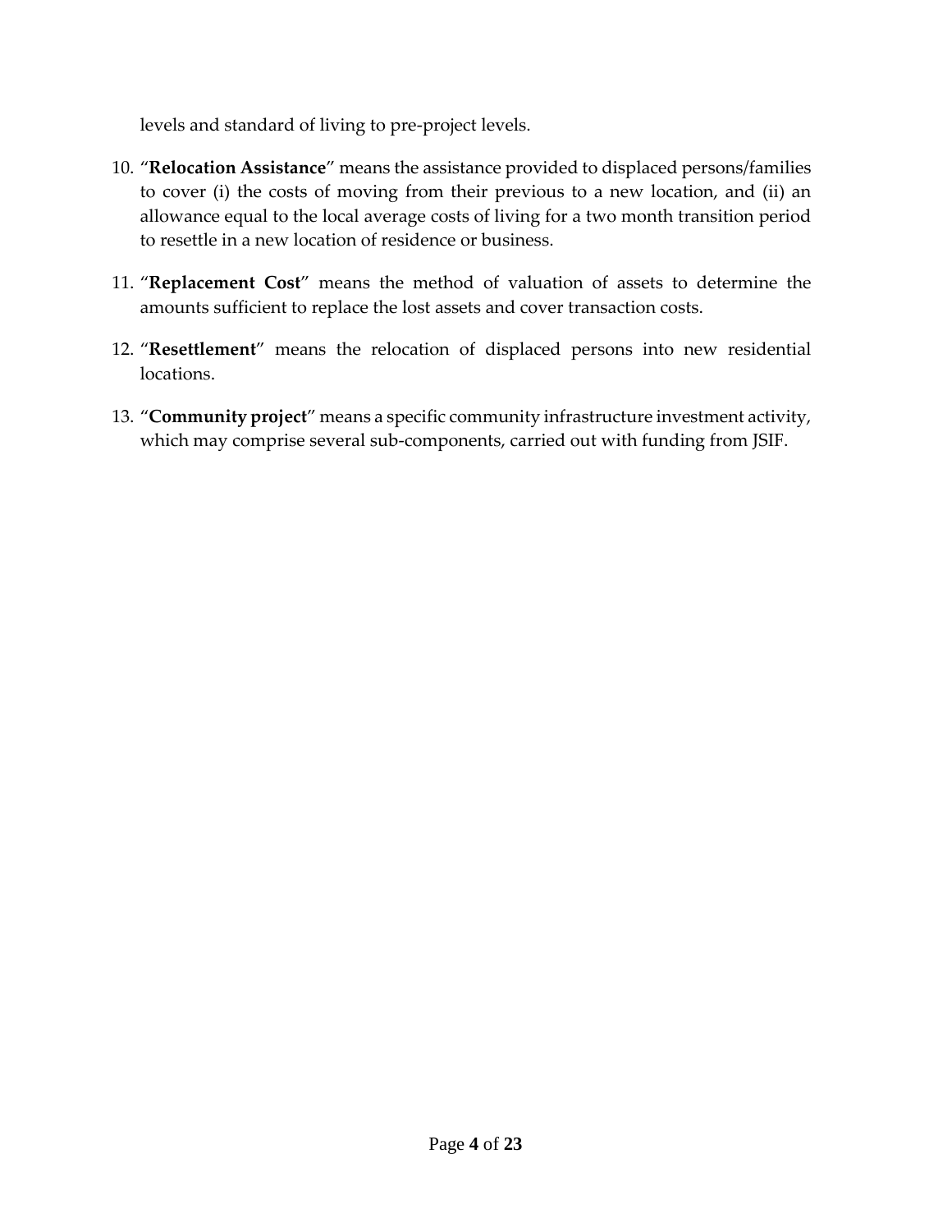levels and standard of living to pre-project levels.

10. "**Relocation Assistance**" means the assistance provided to displaced persons/families to cover (i) the costs of moving from their previous to a new location, and (ii) an allowance equal to the local average costs of living for a two month transition period to resettle in a new location of residence or business.

11. "**Replacement Cost**" means the method of valuation of assets to determine the amounts sufficient to replace the lost assets and cover transaction costs.

12. "**Resettlement**" means the relocation of displaced persons into new residential locations.

13. "**Community project**" means a specific community infrastructure investment activity, which may comprise several sub-components, carried out with funding from JSIF.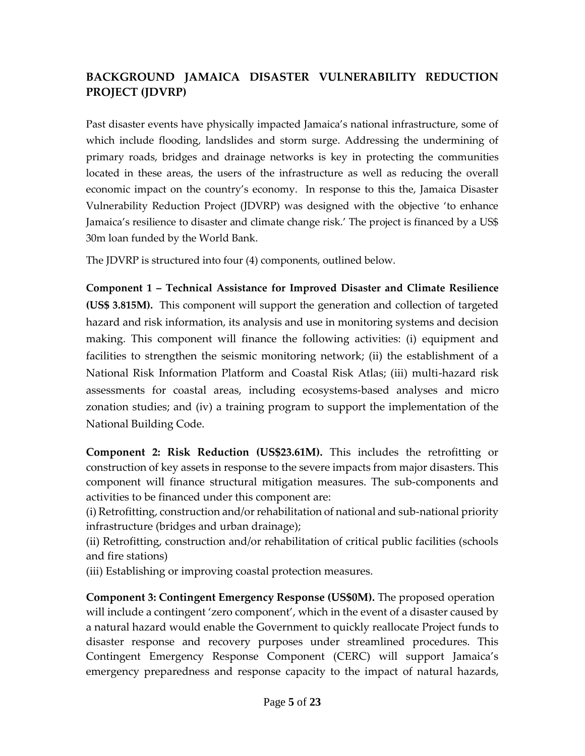## BACKGROUND JAMAICA DISASTER VULNERABILITY REDUCTION PROJECT (JDVRP)

Past disaster events have physically impacted Jamaica's national infrastructure, some of which include flooding, landslides and storm surge. Addressing the undermining of primary roads, bridges and drainage networks is key in protecting the communities located in these areas, the users of the infrastructure as well as reducing the overall economic impact on the country's economy. In response to this the, Jamaica Disaster Vulnerability Reduction Project (JDVRP) was designed with the objective 'to enhance Jamaica's resilience to disaster and climate change risk.' The project is financed by a US$ 30m loan funded by the World Bank.

The JDVRP is structured into four (4) components, outlined below.

**Component 1 – Technical Assistance for Improved Disaster and Climate Resilience (US$ 3.815M).** This component will support the generation and collection of targeted hazard and risk information, its analysis and use in monitoring systems and decision making. This component will finance the following activities: (i) equipment and facilities to strengthen the seismic monitoring network; (ii) the establishment of a National Risk Information Platform and Coastal Risk Atlas; (iii) multi-hazard risk assessments for coastal areas, including ecosystems-based analyses and micro zonation studies; and (iv) a training program to support the implementation of the National Building Code.

**Component 2: Risk Reduction (US$23.61M).** This includes the retrofitting or construction of key assets in response to the severe impacts from major disasters. This component will finance structural mitigation measures. The sub-components and activities to be financed under this component are:

(i) Retrofitting, construction and/or rehabilitation of national and sub-national priority infrastructure (bridges and urban drainage);

(ii) Retrofitting, construction and/or rehabilitation of critical public facilities (schools and fire stations)

(iii) Establishing or improving coastal protection measures.

**Component 3: Contingent Emergency Response (US$0M).** The proposed operation will include a contingent 'zero component', which in the event of a disaster caused by a natural hazard would enable the Government to quickly reallocate Project funds to disaster response and recovery purposes under streamlined procedures. This Contingent Emergency Response Component (CERC) will support Jamaica's emergency preparedness and response capacity to the impact of natural hazards,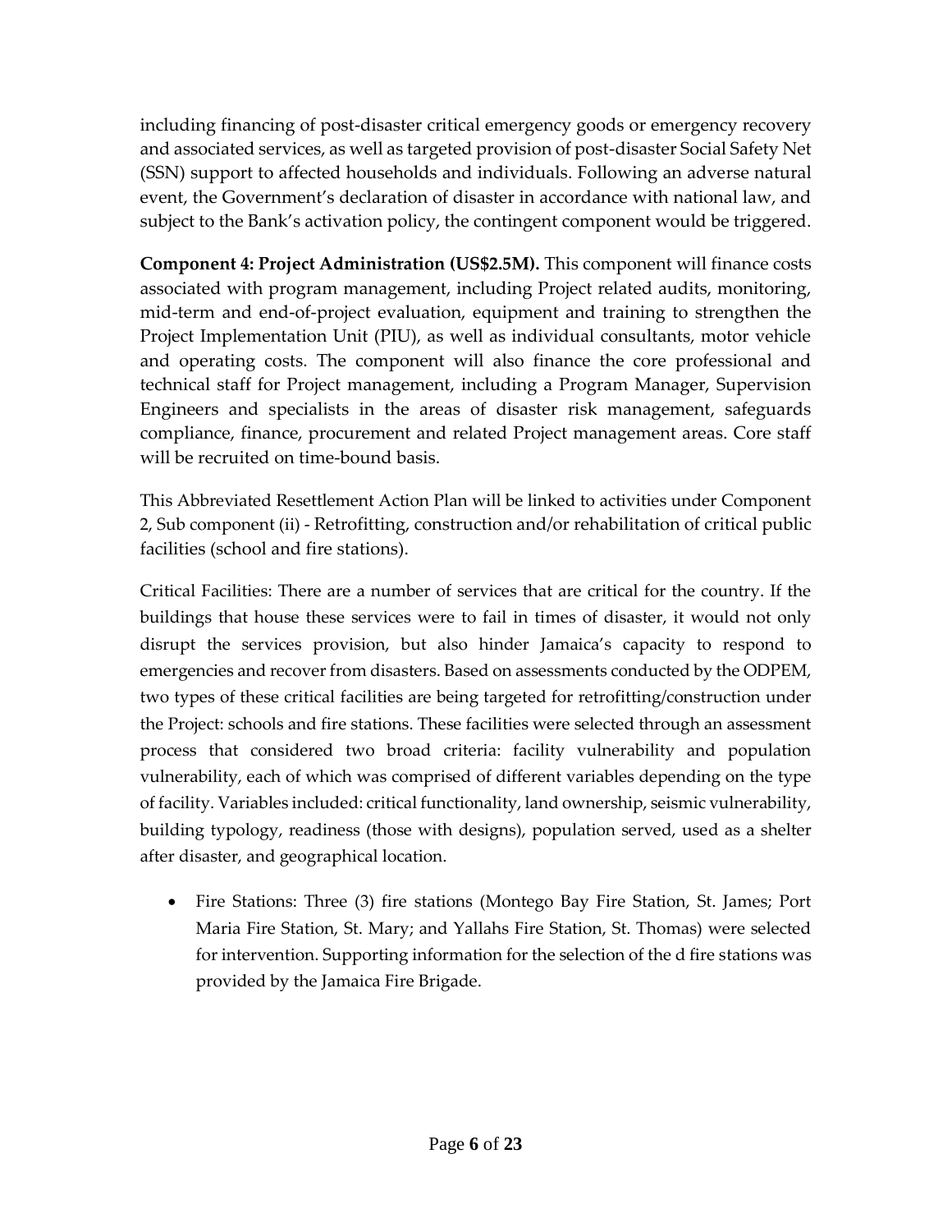including financing of post-disaster critical emergency goods or emergency recovery and associated services, as well as targeted provision of post-disaster Social Safety Net (SSN) support to affected households and individuals. Following an adverse natural event, the Government's declaration of disaster in accordance with national law, and subject to the Bank's activation policy, the contingent component would be triggered.

**Component 4: Project Administration (US$2.5M).** This component will finance costs associated with program management, including Project related audits, monitoring, mid-term and end-of-project evaluation, equipment and training to strengthen the Project Implementation Unit (PIU), as well as individual consultants, motor vehicle and operating costs. The component will also finance the core professional and technical staff for Project management, including a Program Manager, Supervision Engineers and specialists in the areas of disaster risk management, safeguards compliance, finance, procurement and related Project management areas. Core staff will be recruited on time-bound basis.

This Abbreviated Resettlement Action Plan will be linked to activities under Component 2, Sub component (ii) - Retrofitting, construction and/or rehabilitation of critical public facilities (school and fire stations).

Critical Facilities: There are a number of services that are critical for the country. If the buildings that house these services were to fail in times of disaster, it would not only disrupt the services provision, but also hinder Jamaica's capacity to respond to emergencies and recover from disasters. Based on assessments conducted by the ODPEM, two types of these critical facilities are being targeted for retrofitting/construction under the Project: schools and fire stations. These facilities were selected through an assessment process that considered two broad criteria: facility vulnerability and population vulnerability, each of which was comprised of different variables depending on the type of facility. Variables included: critical functionality, land ownership, seismic vulnerability, building typology, readiness (those with designs), population served, used as a shelter after disaster, and geographical location.

- Fire Stations: Three (3) fire stations (Montego Bay Fire Station, St. James; Port Maria Fire Station, St. Mary; and Yallahs Fire Station, St. Thomas) were selected for intervention. Supporting information for the selection of the d fire stations was provided by the Jamaica Fire Brigade.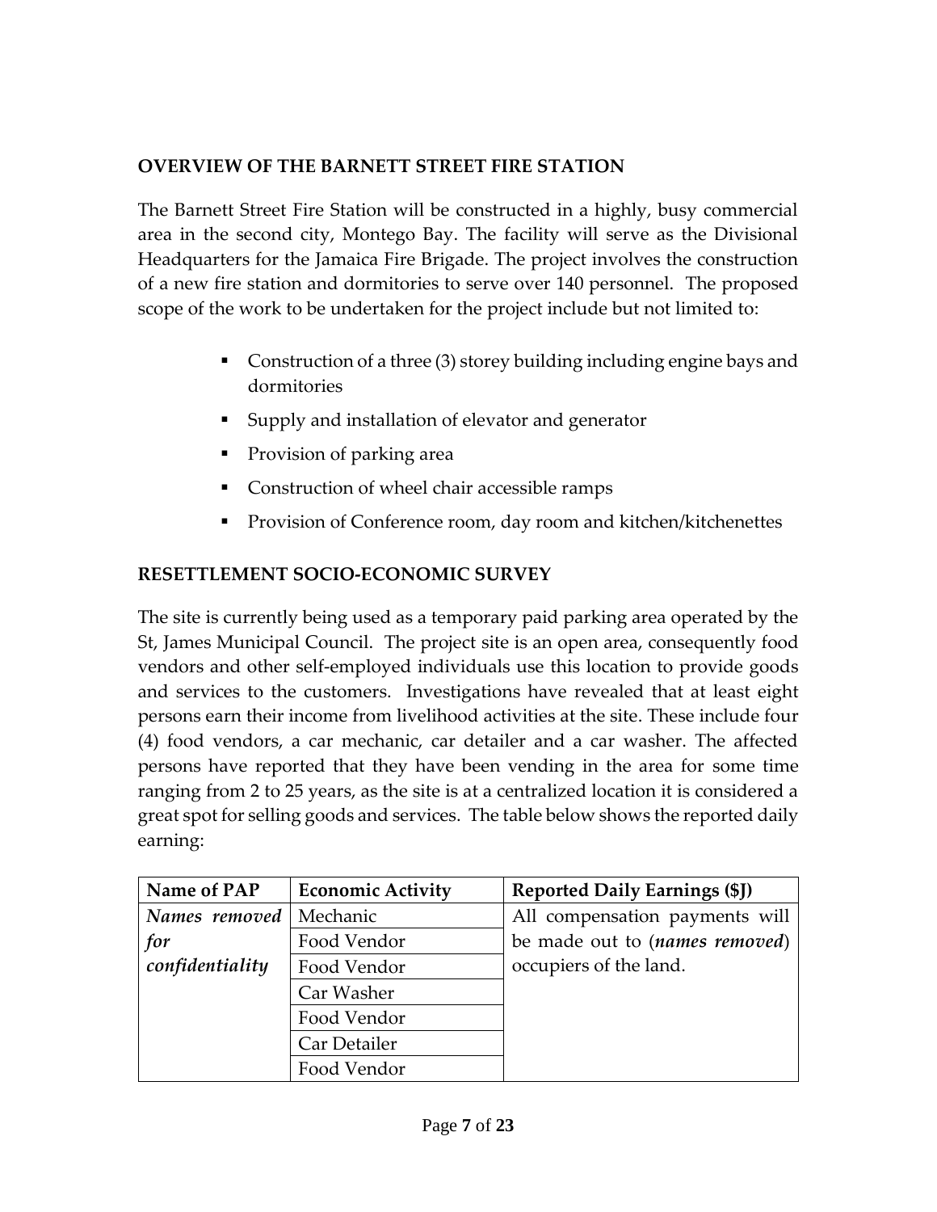## OVERVIEW OF THE BARNETT STREET FIRE STATION

The Barnett Street Fire Station will be constructed in a highly, busy commercial area in the second city, Montego Bay. The facility will serve as the Divisional Headquarters for the Jamaica Fire Brigade. The project involves the construction of a new fire station and dormitories to serve over 140 personnel. The proposed scope of the work to be undertaken for the project include but not limited to:

- Construction of a three (3) storey building including engine bays and dormitories
- Supply and installation of elevator and generator
- Provision of parking area
- Construction of wheel chair accessible ramps
- Provision of Conference room, day room and kitchen/kitchenettes

## RESETTLEMENT SOCIO-ECONOMIC SURVEY

The site is currently being used as a temporary paid parking area operated by the St, James Municipal Council. The project site is an open area, consequently food vendors and other self-employed individuals use this location to provide goods and services to the customers. Investigations have revealed that at least eight persons earn their income from livelihood activities at the site. These include four (4) food vendors, a car mechanic, car detailer and a car washer. The affected persons have reported that they have been vending in the area for some time ranging from 2 to 25 years, as the site is at a centralized location it is considered a great spot for selling goods and services. The table below shows the reported daily earning:

| Name of PAP | Economic Activity | Reported Daily Earnings ($J) |
|---|---|---|
| *Names removed for confidentiality* | Mechanic | All compensation payments will be made out to (***names removed***) occupiers of the land. |
| | Food Vendor | |
| | Food Vendor | |
| | Car Washer | |
| | Food Vendor | |
| | Car Detailer | |
| | Food Vendor | |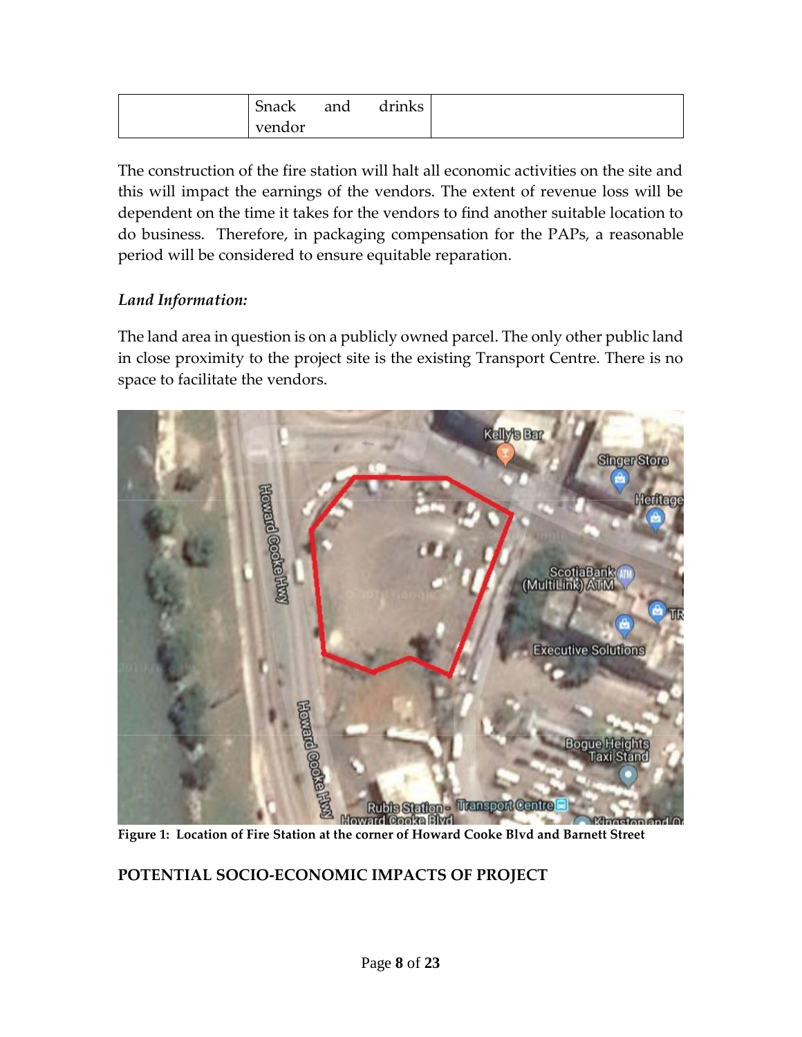|  | Snack and drinks vendor |  |
|---|---|---|

The construction of the fire station will halt all economic activities on the site and this will impact the earnings of the vendors. The extent of revenue loss will be dependent on the time it takes for the vendors to find another suitable location to do business. Therefore, in packaging compensation for the PAPs, a reasonable period will be considered to ensure equitable reparation.

*Land Information:*

The land area in question is on a publicly owned parcel. The only other public land in close proximity to the project site is the existing Transport Centre. There is no space to facilitate the vendors.

**Figure 1: Location of Fire Station at the corner of Howard Cooke Blvd and Barnett Street**

## POTENTIAL SOCIO-ECONOMIC IMPACTS OF PROJECT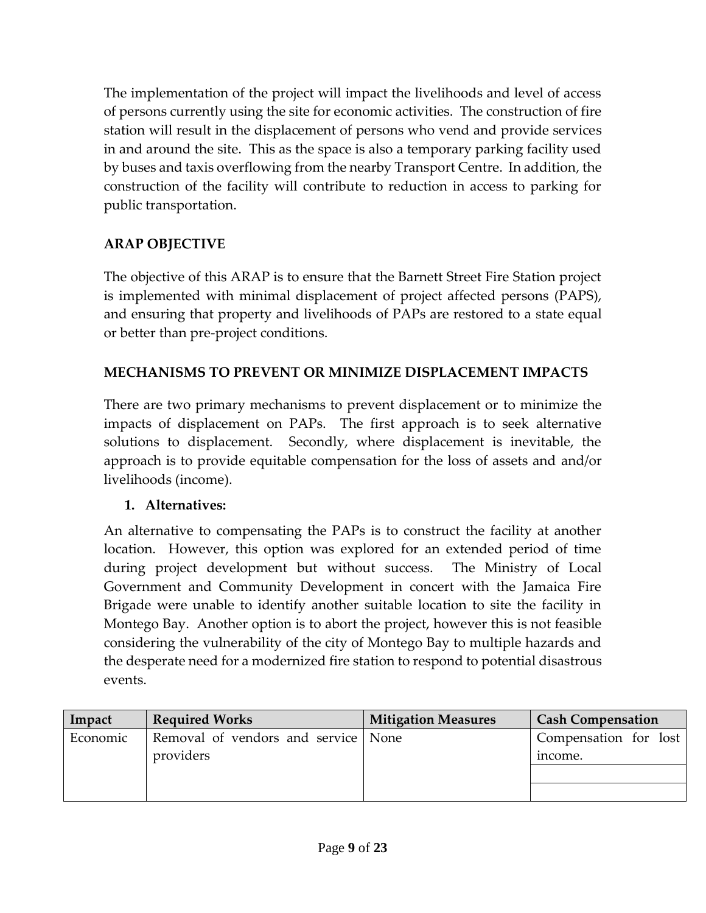The implementation of the project will impact the livelihoods and level of access of persons currently using the site for economic activities. The construction of fire station will result in the displacement of persons who vend and provide services in and around the site. This as the space is also a temporary parking facility used by buses and taxis overflowing from the nearby Transport Centre. In addition, the construction of the facility will contribute to reduction in access to parking for public transportation.

## ARAP OBJECTIVE

The objective of this ARAP is to ensure that the Barnett Street Fire Station project is implemented with minimal displacement of project affected persons (PAPS), and ensuring that property and livelihoods of PAPs are restored to a state equal or better than pre-project conditions.

## MECHANISMS TO PREVENT OR MINIMIZE DISPLACEMENT IMPACTS

There are two primary mechanisms to prevent displacement or to minimize the impacts of displacement on PAPs. The first approach is to seek alternative solutions to displacement. Secondly, where displacement is inevitable, the approach is to provide equitable compensation for the loss of assets and and/or livelihoods (income).

1. **Alternatives:**

An alternative to compensating the PAPs is to construct the facility at another location. However, this option was explored for an extended period of time during project development but without success. The Ministry of Local Government and Community Development in concert with the Jamaica Fire Brigade were unable to identify another suitable location to site the facility in Montego Bay. Another option is to abort the project, however this is not feasible considering the vulnerability of the city of Montego Bay to multiple hazards and the desperate need for a modernized fire station to respond to potential disastrous events.

| Impact | Required Works | Mitigation Measures | Cash Compensation |
|---|---|---|---|
| Economic | Removal of vendors and service providers | None | Compensation for lost income. |
| | | | |
| | | | |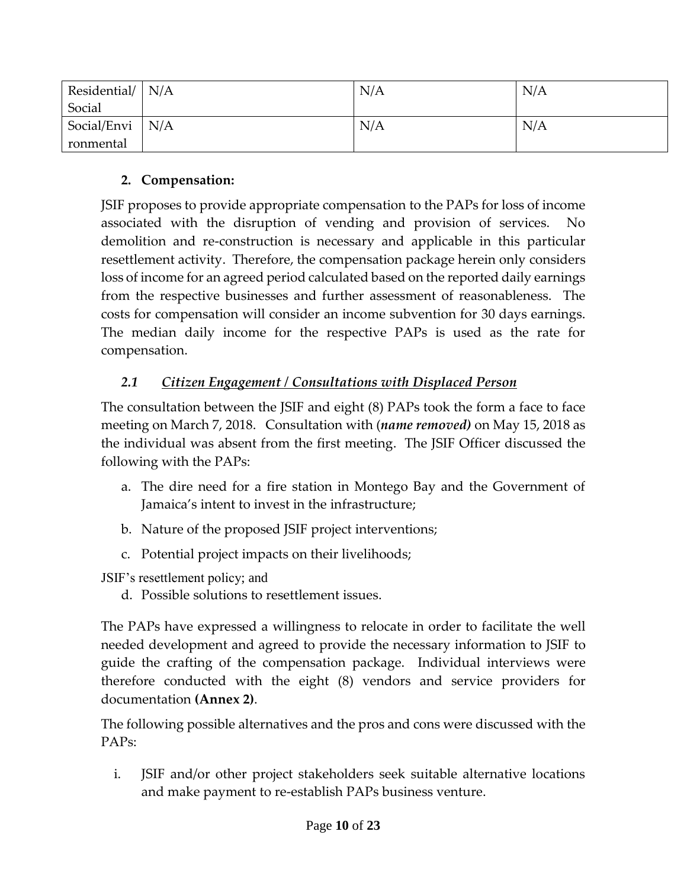| Residential/ Social | N/A | N/A | N/A |
|---|---|---|---|
| Social/Environmental | N/A | N/A | N/A |

**2. Compensation:**

JSIF proposes to provide appropriate compensation to the PAPs for loss of income associated with the disruption of vending and provision of services. No demolition and re-construction is necessary and applicable in this particular resettlement activity. Therefore, the compensation package herein only considers loss of income for an agreed period calculated based on the reported daily earnings from the respective businesses and further assessment of reasonableness. The costs for compensation will consider an income subvention for 30 days earnings. The median daily income for the respective PAPs is used as the rate for compensation.

### *2.1 Citizen Engagement / Consultations with Displaced Person*

The consultation between the JSIF and eight (8) PAPs took the form a face to face meeting on March 7, 2018. Consultation with (***name removed)*** on May 15, 2018 as the individual was absent from the first meeting. The JSIF Officer discussed the following with the PAPs:

a. The dire need for a fire station in Montego Bay and the Government of Jamaica's intent to invest in the infrastructure;
b. Nature of the proposed JSIF project interventions;
c. Potential project impacts on their livelihoods;

JSIF's resettlement policy; and

d. Possible solutions to resettlement issues.

The PAPs have expressed a willingness to relocate in order to facilitate the well needed development and agreed to provide the necessary information to JSIF to guide the crafting of the compensation package. Individual interviews were therefore conducted with the eight (8) vendors and service providers for documentation **(Annex 2)**.

The following possible alternatives and the pros and cons were discussed with the PAPs:

i. JSIF and/or other project stakeholders seek suitable alternative locations and make payment to re-establish PAPs business venture.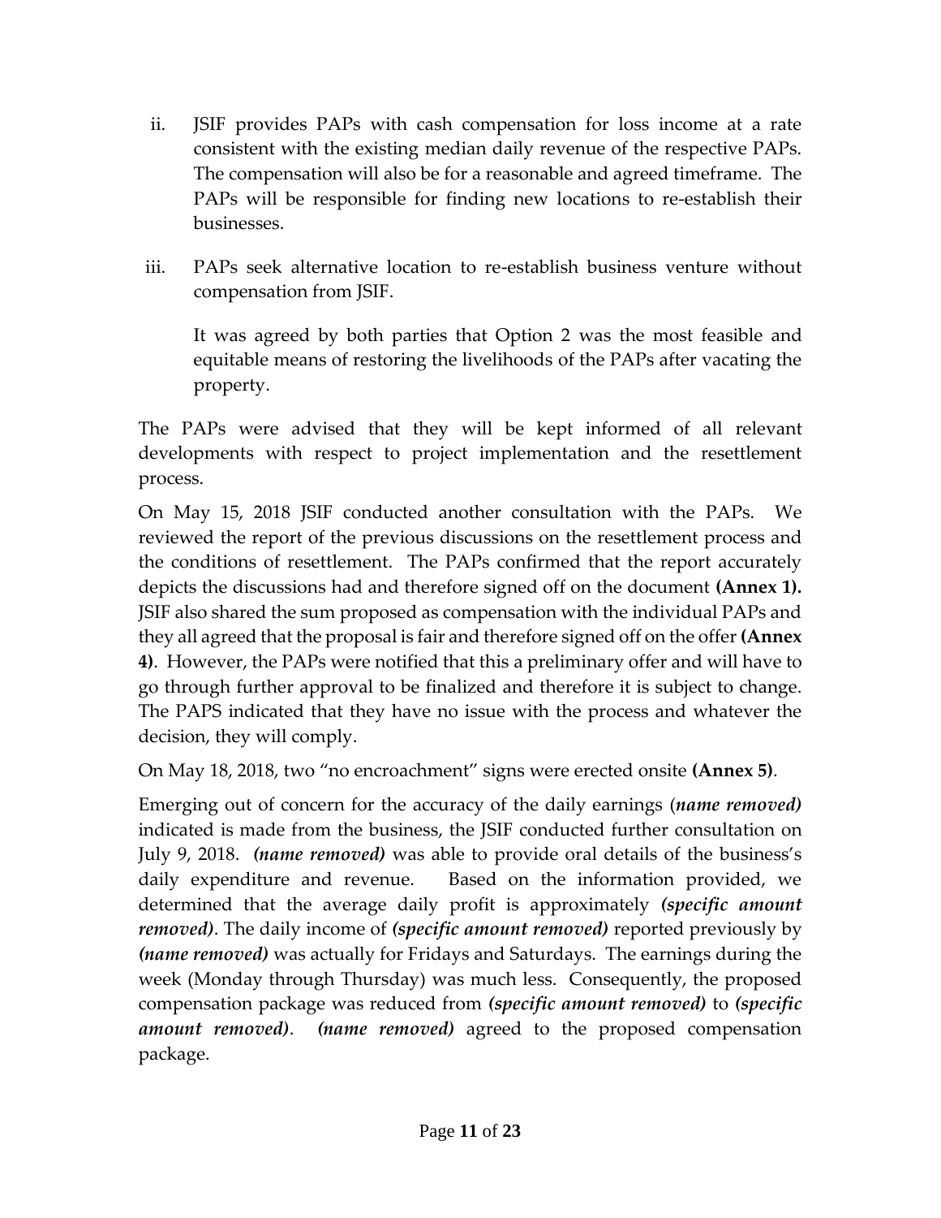ii. JSIF provides PAPs with cash compensation for loss income at a rate consistent with the existing median daily revenue of the respective PAPs. The compensation will also be for a reasonable and agreed timeframe. The PAPs will be responsible for finding new locations to re-establish their businesses.

iii. PAPs seek alternative location to re-establish business venture without compensation from JSIF.

   It was agreed by both parties that Option 2 was the most feasible and equitable means of restoring the livelihoods of the PAPs after vacating the property.

The PAPs were advised that they will be kept informed of all relevant developments with respect to project implementation and the resettlement process.

On May 15, 2018 JSIF conducted another consultation with the PAPs. We reviewed the report of the previous discussions on the resettlement process and the conditions of resettlement. The PAPs confirmed that the report accurately depicts the discussions had and therefore signed off on the document **(Annex 1).** JSIF also shared the sum proposed as compensation with the individual PAPs and they all agreed that the proposal is fair and therefore signed off on the offer **(Annex 4)**. However, the PAPs were notified that this a preliminary offer and will have to go through further approval to be finalized and therefore it is subject to change. The PAPS indicated that they have no issue with the process and whatever the decision, they will comply.

On May 18, 2018, two "no encroachment" signs were erected onsite **(Annex 5)**.

Emerging out of concern for the accuracy of the daily earnings (***name removed)*** indicated is made from the business, the JSIF conducted further consultation on July 9, 2018. ***(name removed)*** was able to provide oral details of the business's daily expenditure and revenue. Based on the information provided, we determined that the average daily profit is approximately ***(specific amount removed)***. The daily income of ***(specific amount removed)*** reported previously by ***(name removed)*** was actually for Fridays and Saturdays. The earnings during the week (Monday through Thursday) was much less. Consequently, the proposed compensation package was reduced from ***(specific amount removed)*** to ***(specific amount removed)***. ***(name removed)*** agreed to the proposed compensation package.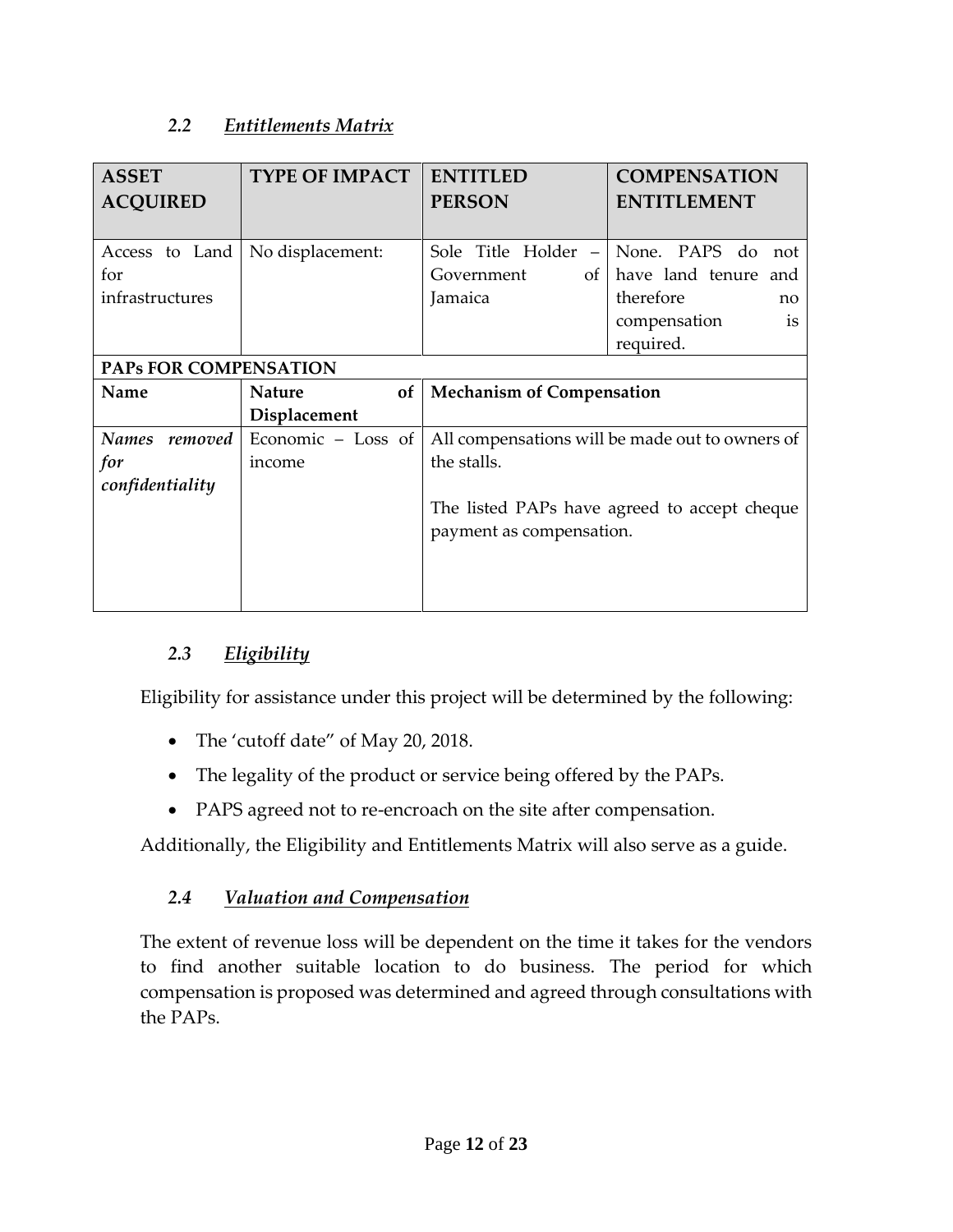### *2.2 Entitlements Matrix*

| ASSET ACQUIRED | TYPE OF IMPACT | ENTITLED PERSON | COMPENSATION ENTITLEMENT |
|---|---|---|---|
| Access to Land for infrastructures | No displacement: | Sole Title Holder – Government of Jamaica | None. PAPS do not have land tenure and therefore no compensation is required. |
| **PAPs FOR COMPENSATION** | | | |
| **Name** | **Nature of Displacement** | **Mechanism of Compensation** | |
| *Names removed for confidentiality* | Economic – Loss of income | All compensations will be made out to owners of the stalls.<br><br>The listed PAPs have agreed to accept cheque payment as compensation. | |

### *2.3 Eligibility*

Eligibility for assistance under this project will be determined by the following:

- The 'cutoff date" of May 20, 2018.
- The legality of the product or service being offered by the PAPs.
- PAPS agreed not to re-encroach on the site after compensation.

Additionally, the Eligibility and Entitlements Matrix will also serve as a guide.

### *2.4 Valuation and Compensation*

The extent of revenue loss will be dependent on the time it takes for the vendors to find another suitable location to do business. The period for which compensation is proposed was determined and agreed through consultations with the PAPs.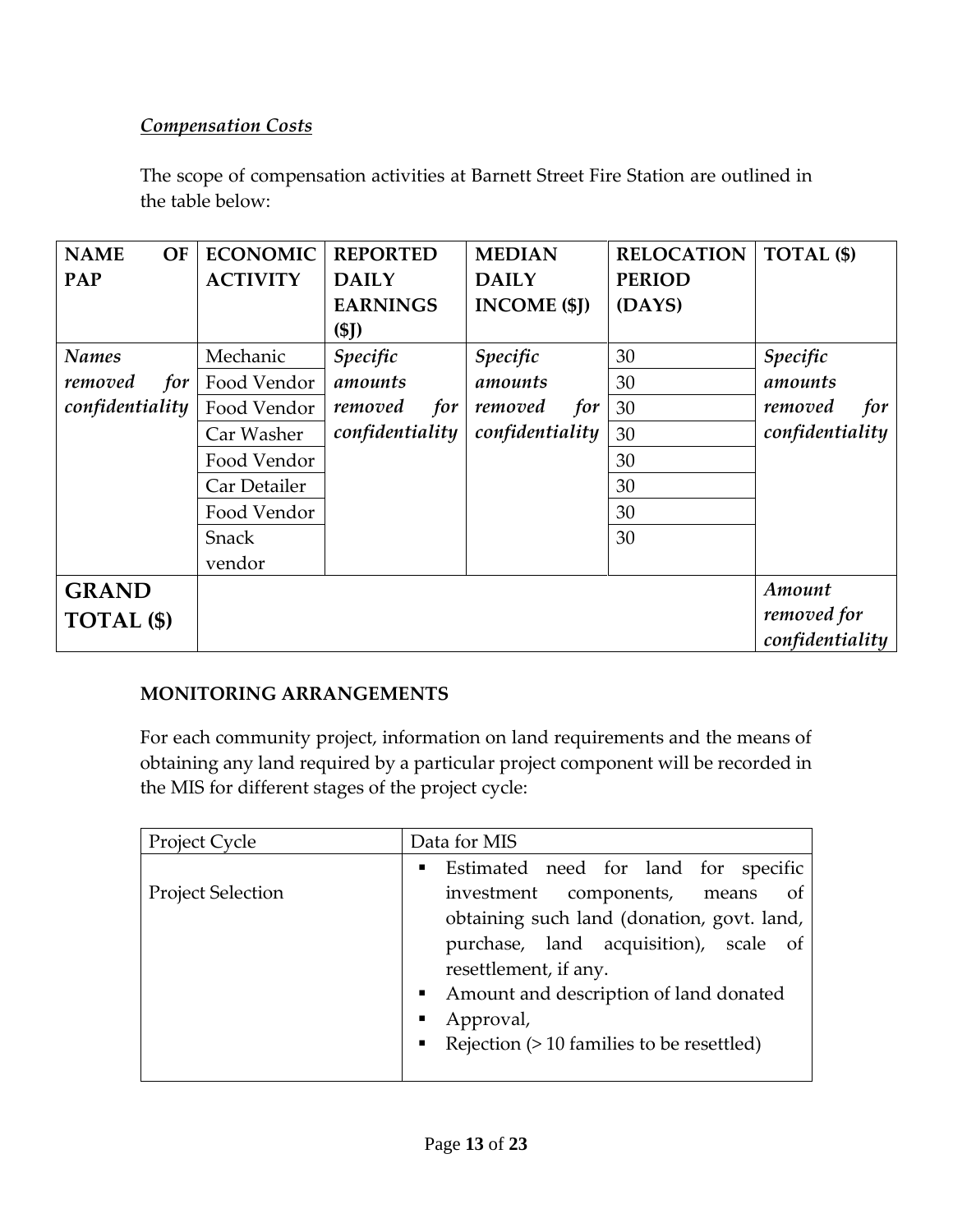***Compensation Costs***

The scope of compensation activities at Barnett Street Fire Station are outlined in the table below:

| NAME OF PAP | ECONOMIC ACTIVITY | REPORTED DAILY EARNINGS ($J) | MEDIAN DAILY INCOME ($J) | RELOCATION PERIOD (DAYS) | TOTAL ($) |
|---|---|---|---|---|---|
| *Names removed for confidentiality* | Mechanic | *Specific amounts removed for confidentiality* | *Specific amounts removed for confidentiality* | 30 | *Specific amounts removed for confidentiality* |
| | Food Vendor | | | 30 | |
| | Food Vendor | | | 30 | |
| | Car Washer | | | 30 | |
| | Food Vendor | | | 30 | |
| | Car Detailer | | | 30 | |
| | Food Vendor | | | 30 | |
| | Snack vendor | | | 30 | |
| **GRAND TOTAL ($)** | | | | | *Amount removed for confidentiality* |

**MONITORING ARRANGEMENTS**

For each community project, information on land requirements and the means of obtaining any land required by a particular project component will be recorded in the MIS for different stages of the project cycle:

| Project Cycle | Data for MIS |
|---|---|
| Project Selection | ▪ Estimated need for land for specific investment components, means of obtaining such land (donation, govt. land, purchase, land acquisition), scale of resettlement, if any.<br>▪ Amount and description of land donated<br>▪ Approval,<br>▪ Rejection (> 10 families to be resettled) |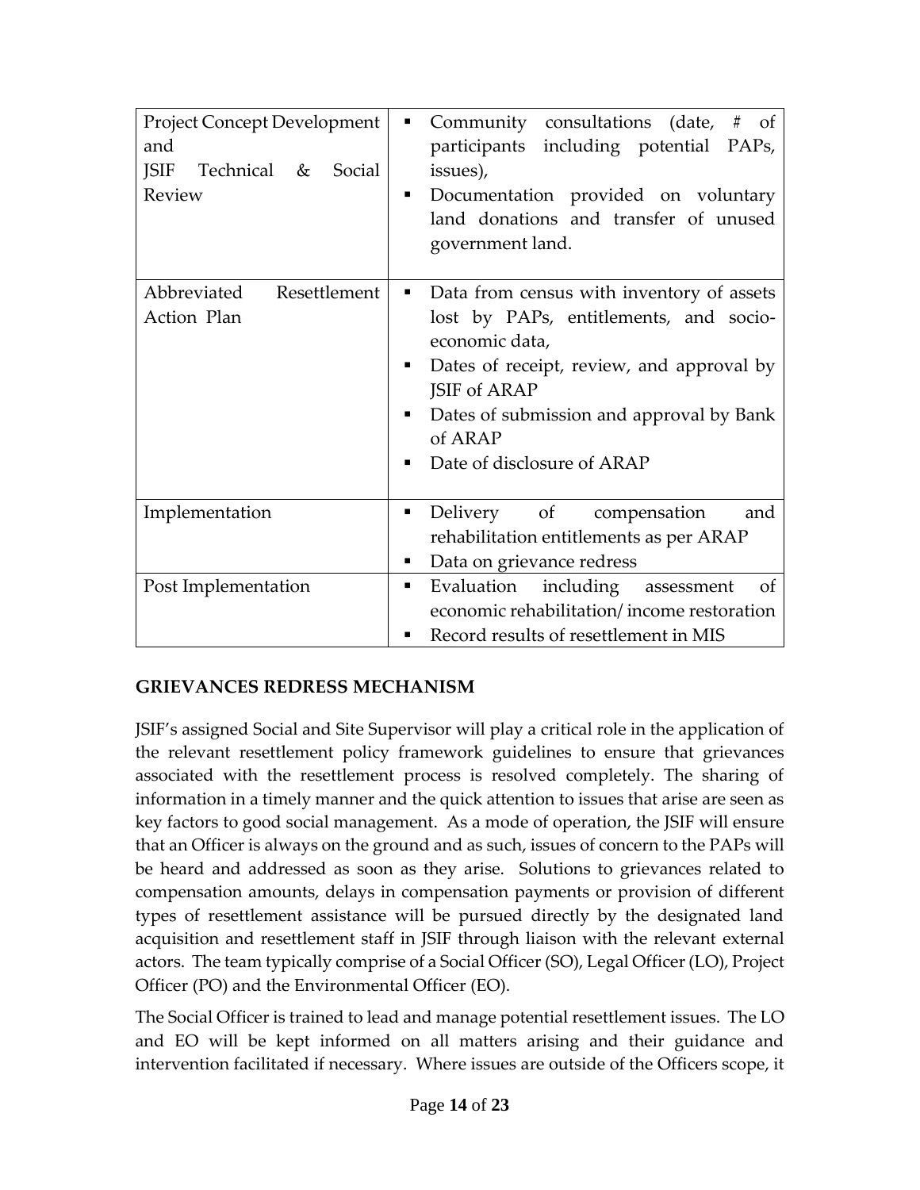| | |
|---|---|
| Project Concept Development and JSIF Technical & Social Review | ▪ Community consultations (date, # of participants including potential PAPs, issues),<br>▪ Documentation provided on voluntary land donations and transfer of unused government land. |
| Abbreviated Resettlement Action Plan | ▪ Data from census with inventory of assets lost by PAPs, entitlements, and socio-economic data,<br>▪ Dates of receipt, review, and approval by JSIF of ARAP<br>▪ Dates of submission and approval by Bank of ARAP<br>▪ Date of disclosure of ARAP |
| Implementation | ▪ Delivery of compensation and rehabilitation entitlements as per ARAP<br>▪ Data on grievance redress |
| Post Implementation | ▪ Evaluation including assessment of economic rehabilitation/ income restoration<br>▪ Record results of resettlement in MIS |

## GRIEVANCES REDRESS MECHANISM

JSIF's assigned Social and Site Supervisor will play a critical role in the application of the relevant resettlement policy framework guidelines to ensure that grievances associated with the resettlement process is resolved completely. The sharing of information in a timely manner and the quick attention to issues that arise are seen as key factors to good social management. As a mode of operation, the JSIF will ensure that an Officer is always on the ground and as such, issues of concern to the PAPs will be heard and addressed as soon as they arise. Solutions to grievances related to compensation amounts, delays in compensation payments or provision of different types of resettlement assistance will be pursued directly by the designated land acquisition and resettlement staff in JSIF through liaison with the relevant external actors. The team typically comprise of a Social Officer (SO), Legal Officer (LO), Project Officer (PO) and the Environmental Officer (EO).

The Social Officer is trained to lead and manage potential resettlement issues. The LO and EO will be kept informed on all matters arising and their guidance and intervention facilitated if necessary. Where issues are outside of the Officers scope, it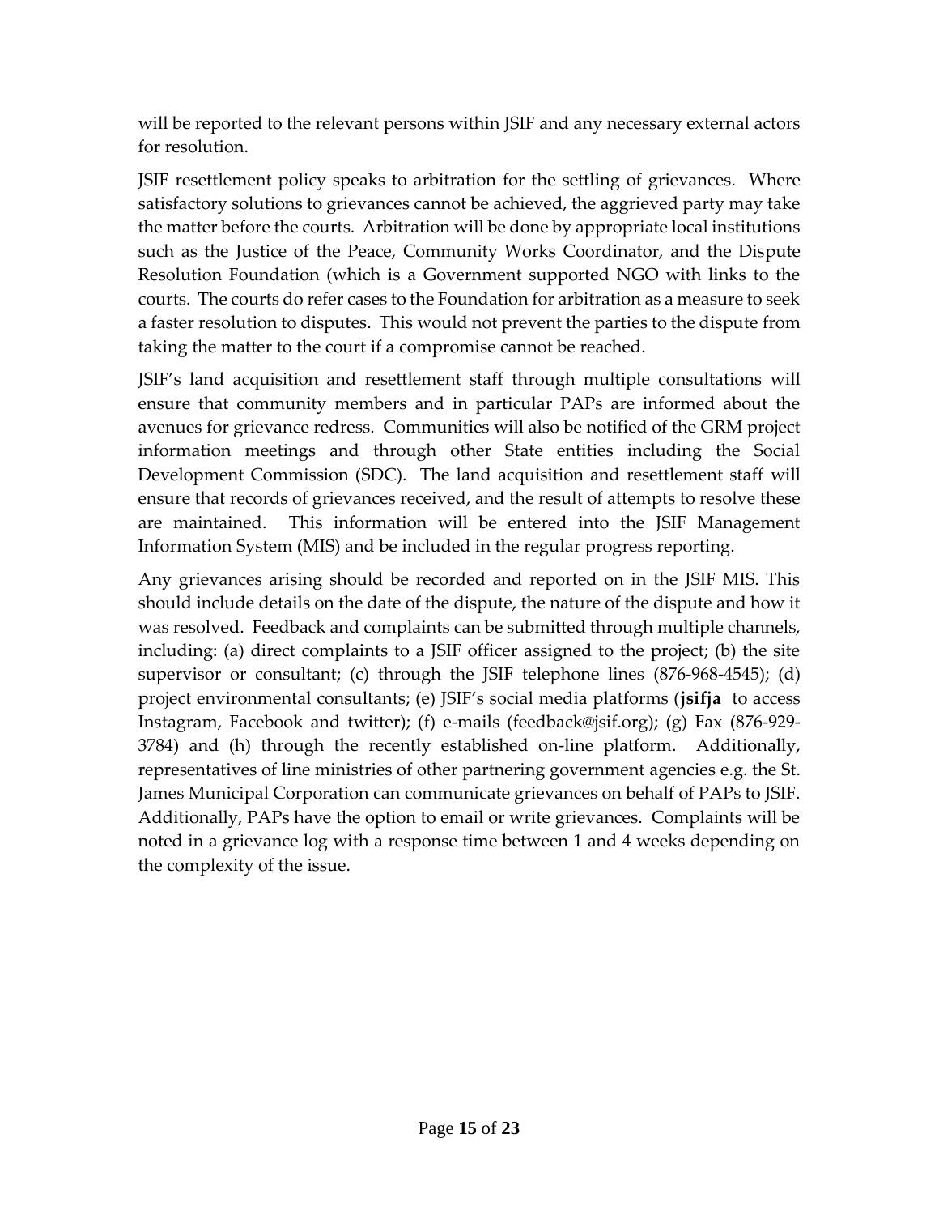will be reported to the relevant persons within JSIF and any necessary external actors for resolution.

JSIF resettlement policy speaks to arbitration for the settling of grievances. Where satisfactory solutions to grievances cannot be achieved, the aggrieved party may take the matter before the courts. Arbitration will be done by appropriate local institutions such as the Justice of the Peace, Community Works Coordinator, and the Dispute Resolution Foundation (which is a Government supported NGO with links to the courts. The courts do refer cases to the Foundation for arbitration as a measure to seek a faster resolution to disputes. This would not prevent the parties to the dispute from taking the matter to the court if a compromise cannot be reached.

JSIF's land acquisition and resettlement staff through multiple consultations will ensure that community members and in particular PAPs are informed about the avenues for grievance redress. Communities will also be notified of the GRM project information meetings and through other State entities including the Social Development Commission (SDC). The land acquisition and resettlement staff will ensure that records of grievances received, and the result of attempts to resolve these are maintained. This information will be entered into the JSIF Management Information System (MIS) and be included in the regular progress reporting.

Any grievances arising should be recorded and reported on in the JSIF MIS. This should include details on the date of the dispute, the nature of the dispute and how it was resolved. Feedback and complaints can be submitted through multiple channels, including: (a) direct complaints to a JSIF officer assigned to the project; (b) the site supervisor or consultant; (c) through the JSIF telephone lines (876-968-4545); (d) project environmental consultants; (e) JSIF's social media platforms (**jsifja** to access Instagram, Facebook and twitter); (f) e-mails (feedback@jsif.org); (g) Fax (876-929-3784) and (h) through the recently established on-line platform. Additionally, representatives of line ministries of other partnering government agencies e.g. the St. James Municipal Corporation can communicate grievances on behalf of PAPs to JSIF. Additionally, PAPs have the option to email or write grievances. Complaints will be noted in a grievance log with a response time between 1 and 4 weeks depending on the complexity of the issue.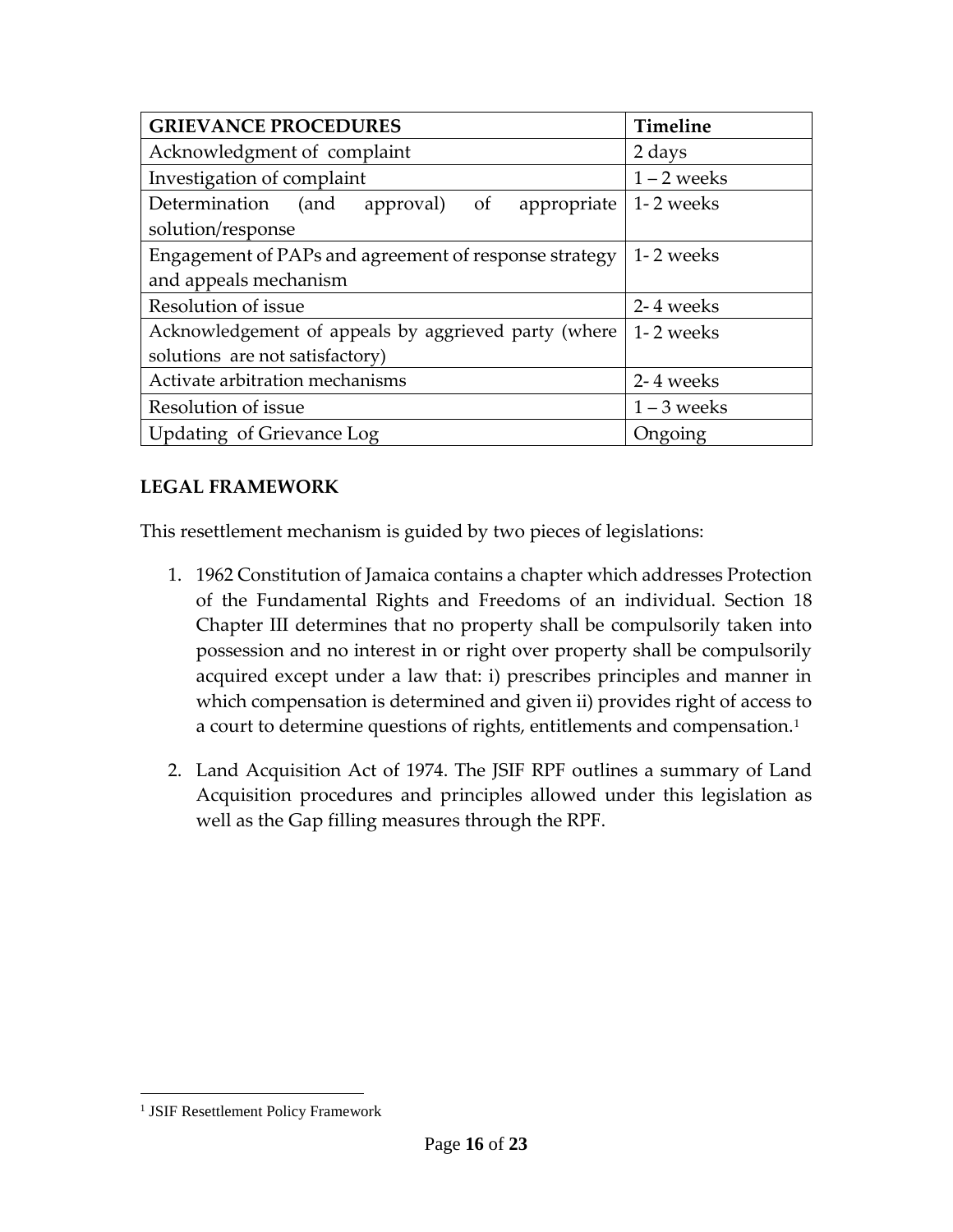| GRIEVANCE PROCEDURES | Timeline |
| --- | --- |
| Acknowledgment of complaint | 2 days |
| Investigation of complaint | 1 – 2 weeks |
| Determination (and approval) of appropriate solution/response | 1- 2 weeks |
| Engagement of PAPs and agreement of response strategy and appeals mechanism | 1- 2 weeks |
| Resolution of issue | 2- 4 weeks |
| Acknowledgement of appeals by aggrieved party (where solutions are not satisfactory) | 1- 2 weeks |
| Activate arbitration mechanisms | 2- 4 weeks |
| Resolution of issue | 1 – 3 weeks |
| Updating of Grievance Log | Ongoing |

**LEGAL FRAMEWORK**

This resettlement mechanism is guided by two pieces of legislations:

1. 1962 Constitution of Jamaica contains a chapter which addresses Protection of the Fundamental Rights and Freedoms of an individual. Section 18 Chapter III determines that no property shall be compulsorily taken into possession and no interest in or right over property shall be compulsorily acquired except under a law that: i) prescribes principles and manner in which compensation is determined and given ii) provides right of access to a court to determine questions of rights, entitlements and compensation.[1]

2. Land Acquisition Act of 1974. The JSIF RPF outlines a summary of Land Acquisition procedures and principles allowed under this legislation as well as the Gap filling measures through the RPF.

[1] JSIF Resettlement Policy Framework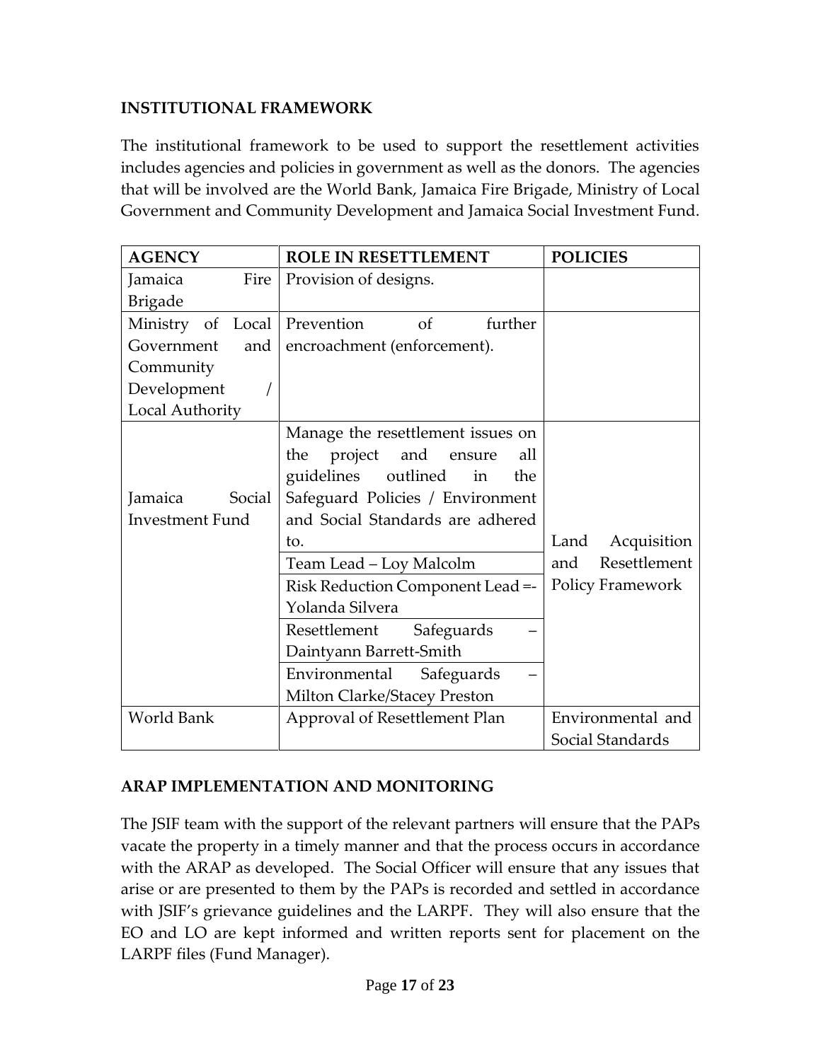## INSTITUTIONAL FRAMEWORK

The institutional framework to be used to support the resettlement activities includes agencies and policies in government as well as the donors. The agencies that will be involved are the World Bank, Jamaica Fire Brigade, Ministry of Local Government and Community Development and Jamaica Social Investment Fund.

| AGENCY | ROLE IN RESETTLEMENT | POLICIES |
|---|---|---|
| Jamaica Fire Brigade | Provision of designs. | |
| Ministry of Local Government and Community Development / Local Authority | Prevention of further encroachment (enforcement). | |
| Jamaica Social Investment Fund | Manage the resettlement issues on the project and ensure all guidelines outlined in the Safeguard Policies / Environment and Social Standards are adhered to. | Land Acquisition and Resettlement Policy Framework |
| | Team Lead – Loy Malcolm | |
| | Risk Reduction Component Lead =- Yolanda Silvera | |
| | Resettlement Safeguards – Daintyann Barrett-Smith | |
| | Environmental Safeguards – Milton Clarke/Stacey Preston | |
| World Bank | Approval of Resettlement Plan | Environmental and Social Standards |

## ARAP IMPLEMENTATION AND MONITORING

The JSIF team with the support of the relevant partners will ensure that the PAPs vacate the property in a timely manner and that the process occurs in accordance with the ARAP as developed. The Social Officer will ensure that any issues that arise or are presented to them by the PAPs is recorded and settled in accordance with JSIF's grievance guidelines and the LARPF. They will also ensure that the EO and LO are kept informed and written reports sent for placement on the LARPF files (Fund Manager).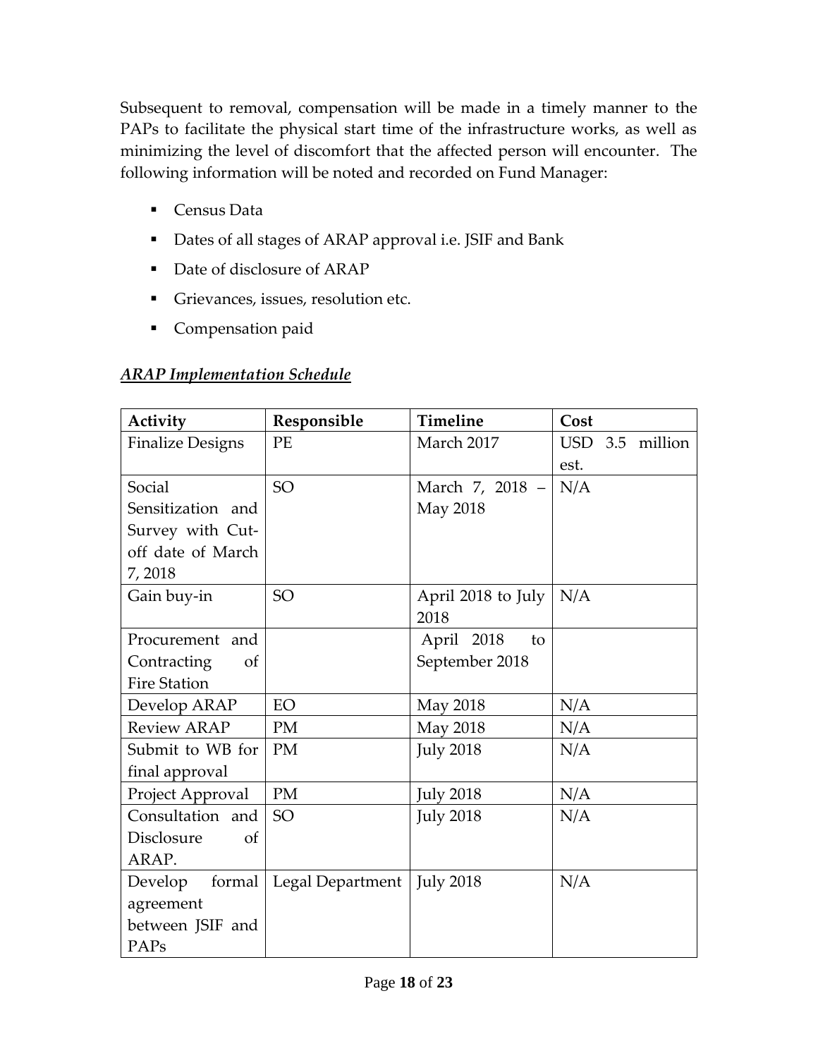Subsequent to removal, compensation will be made in a timely manner to the PAPs to facilitate the physical start time of the infrastructure works, as well as minimizing the level of discomfort that the affected person will encounter. The following information will be noted and recorded on Fund Manager:

- Census Data
- Dates of all stages of ARAP approval i.e. JSIF and Bank
- Date of disclosure of ARAP
- Grievances, issues, resolution etc.
- Compensation paid

***ARAP Implementation Schedule***

| Activity | Responsible | Timeline | Cost |
| --- | --- | --- | --- |
| Finalize Designs | PE | March 2017 | USD 3.5 million est. |
| Social Sensitization and Survey with Cut-off date of March 7, 2018 | SO | March 7, 2018 – May 2018 | N/A |
| Gain buy-in | SO | April 2018 to July 2018 | N/A |
| Procurement and Contracting of Fire Station | | April 2018 to September 2018 | |
| Develop ARAP | EO | May 2018 | N/A |
| Review ARAP | PM | May 2018 | N/A |
| Submit to WB for final approval | PM | July 2018 | N/A |
| Project Approval | PM | July 2018 | N/A |
| Consultation and Disclosure of ARAP. | SO | July 2018 | N/A |
| Develop formal agreement between JSIF and PAPs | Legal Department | July 2018 | N/A |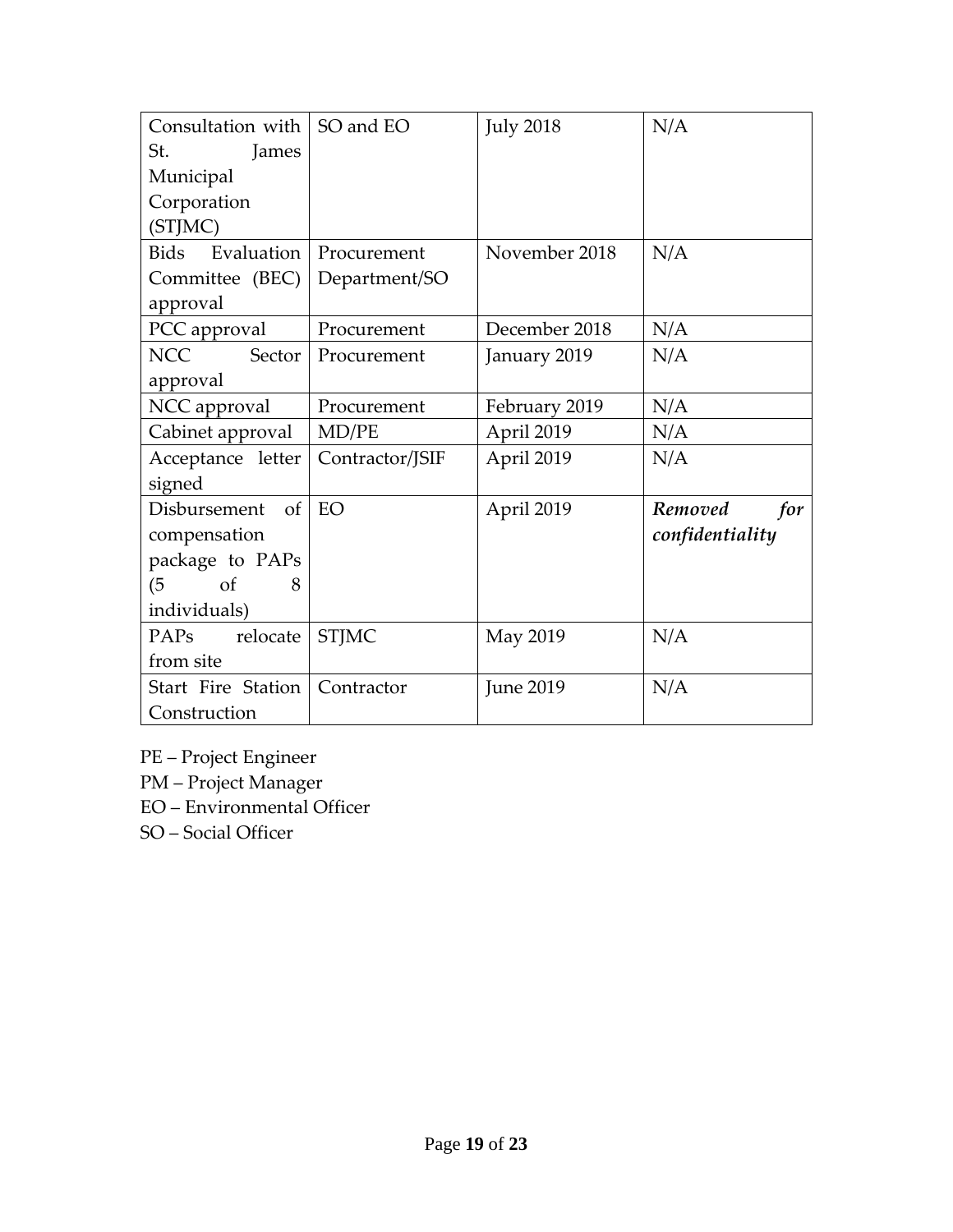| Consultation with St. James Municipal Corporation (STJMC) | SO and EO | July 2018 | N/A |
|---|---|---|---|
| Bids Evaluation Committee (BEC) approval | Procurement Department/SO | November 2018 | N/A |
| PCC approval | Procurement | December 2018 | N/A |
| NCC Sector approval | Procurement | January 2019 | N/A |
| NCC approval | Procurement | February 2019 | N/A |
| Cabinet approval | MD/PE | April 2019 | N/A |
| Acceptance letter signed | Contractor/JSIF | April 2019 | N/A |
| Disbursement of compensation package to PAPs (5 of 8 individuals) | EO | April 2019 | ***Removed for confidentiality*** |
| PAPs relocate from site | STJMC | May 2019 | N/A |
| Start Fire Station Construction | Contractor | June 2019 | N/A |

PE – Project Engineer
PM – Project Manager
EO – Environmental Officer
SO – Social Officer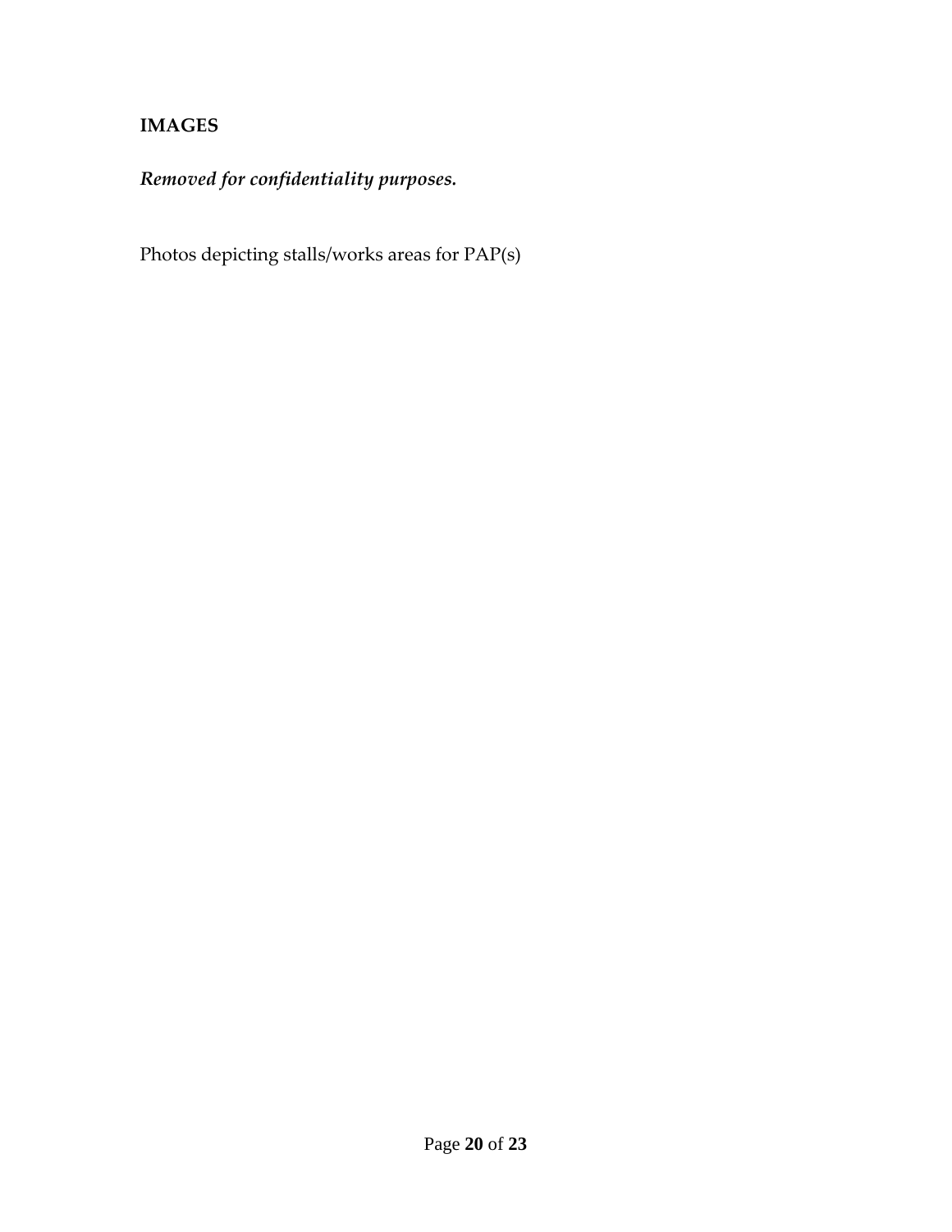## IMAGES

***Removed for confidentiality purposes.***

Photos depicting stalls/works areas for PAP(s)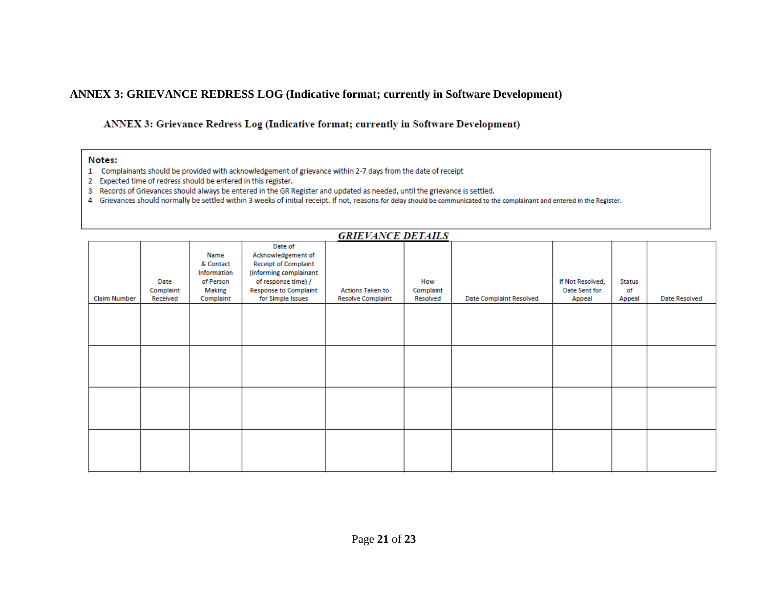# ANNEX 3: GRIEVANCE REDRESS LOG (Indicative format; currently in Software Development)

## ANNEX 3: Grievance Redress Log (Indicative format; currently in Software Development)

**Notes:**

1. Complainants should be provided with acknowledgement of grievance within 2-7 days from the date of receipt
2. Expected time of redress should be entered in this register.
3. Records of Grievances should always be entered in the GR Register and updated as needed, until the grievance is settled.
4. Grievances should normally be settled within 3 weeks of initial receipt. If not, reasons for delay should be communicated to the complainant and entered in the Register.

***GRIEVANCE DETAILS***

| Claim Number | Date Complaint Received | Name & Contact Information of Person Making Complaint | Date of Acknowledgement of Receipt of Complaint (informing complainant of response time) / Response to Complaint for Simple Issues | Actions Taken to Resolve Complaint | How Complaint Resolved | Date Complaint Resolved | If Not Resolved, Date Sent for Appeal | Status of Appeal | Date Resolved |
|---|---|---|---|---|---|---|---|---|---|
| | | | | | | | | | |
| | | | | | | | | | |
| | | | | | | | | | |
| | | | | | | | | | |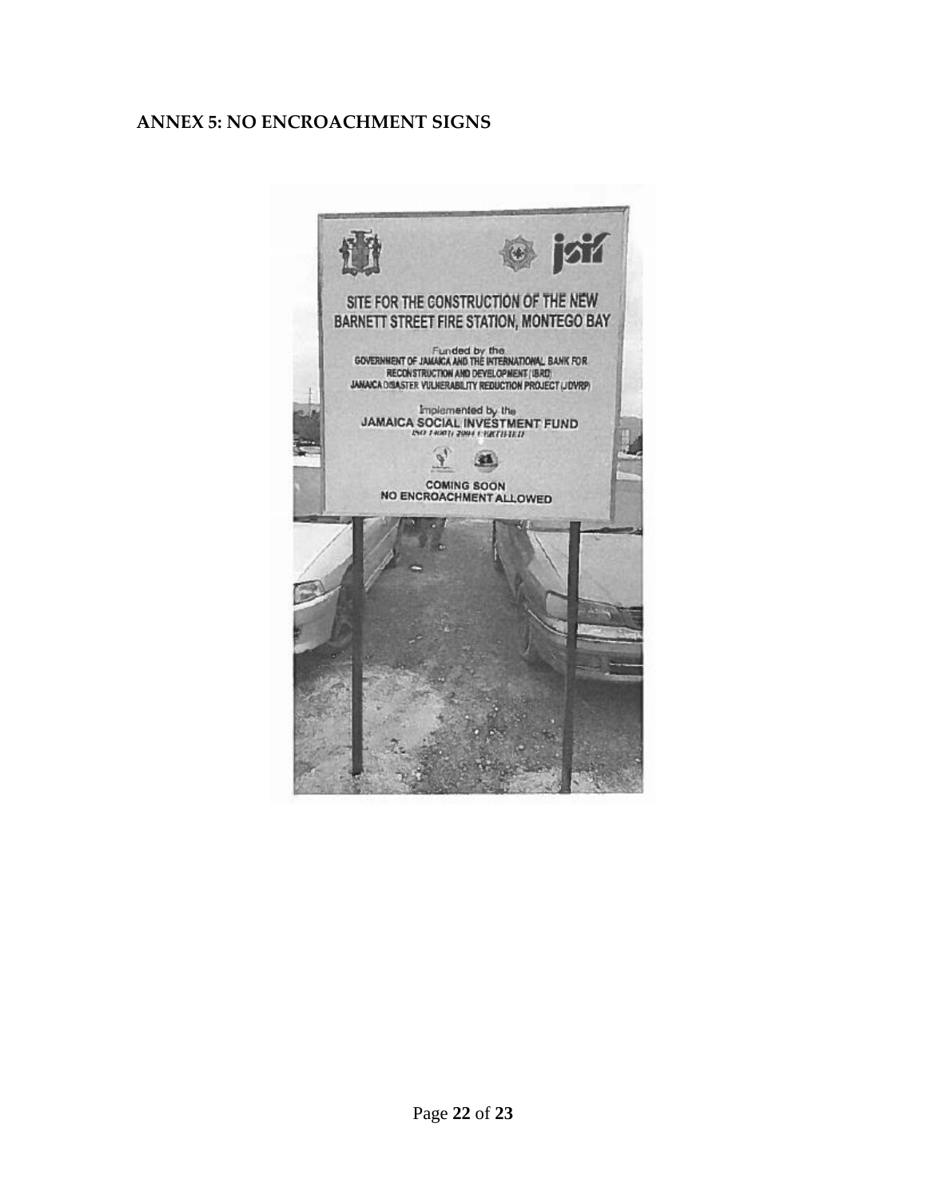## ANNEX 5: NO ENCROACHMENT SIGNS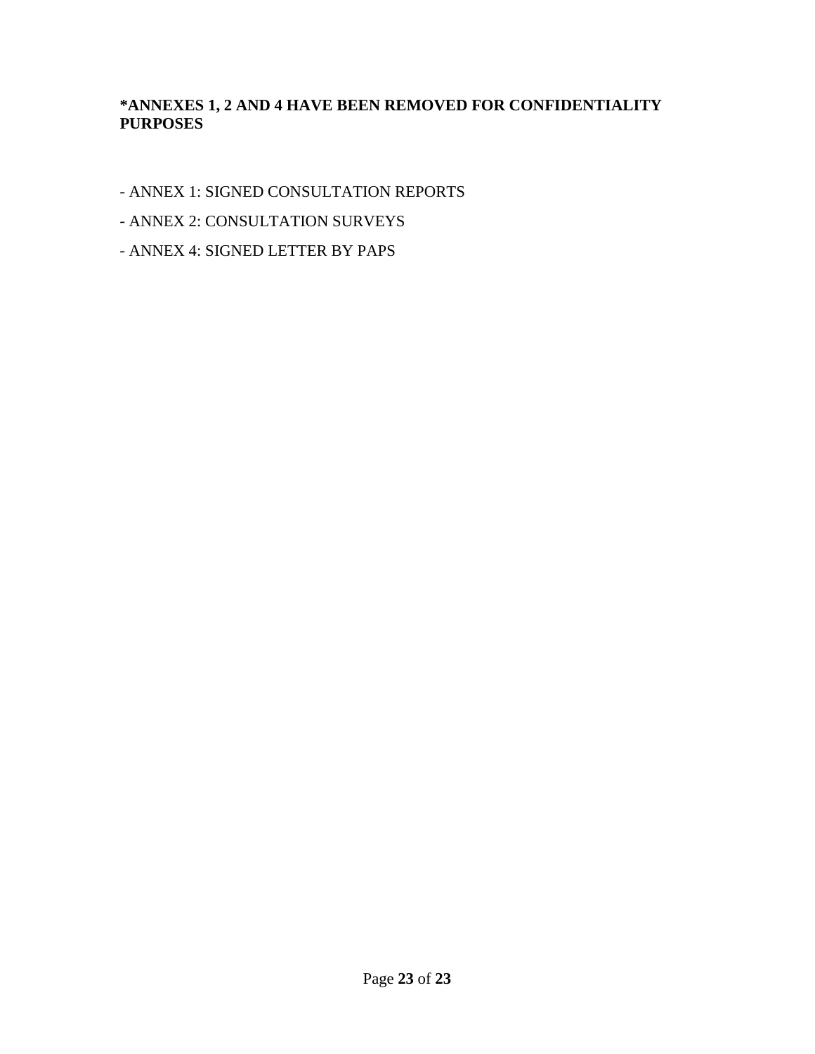**\*ANNEXES 1, 2 AND 4 HAVE BEEN REMOVED FOR CONFIDENTIALITY PURPOSES**

- ANNEX 1: SIGNED CONSULTATION REPORTS
- ANNEX 2: CONSULTATION SURVEYS
- ANNEX 4: SIGNED LETTER BY PAPS